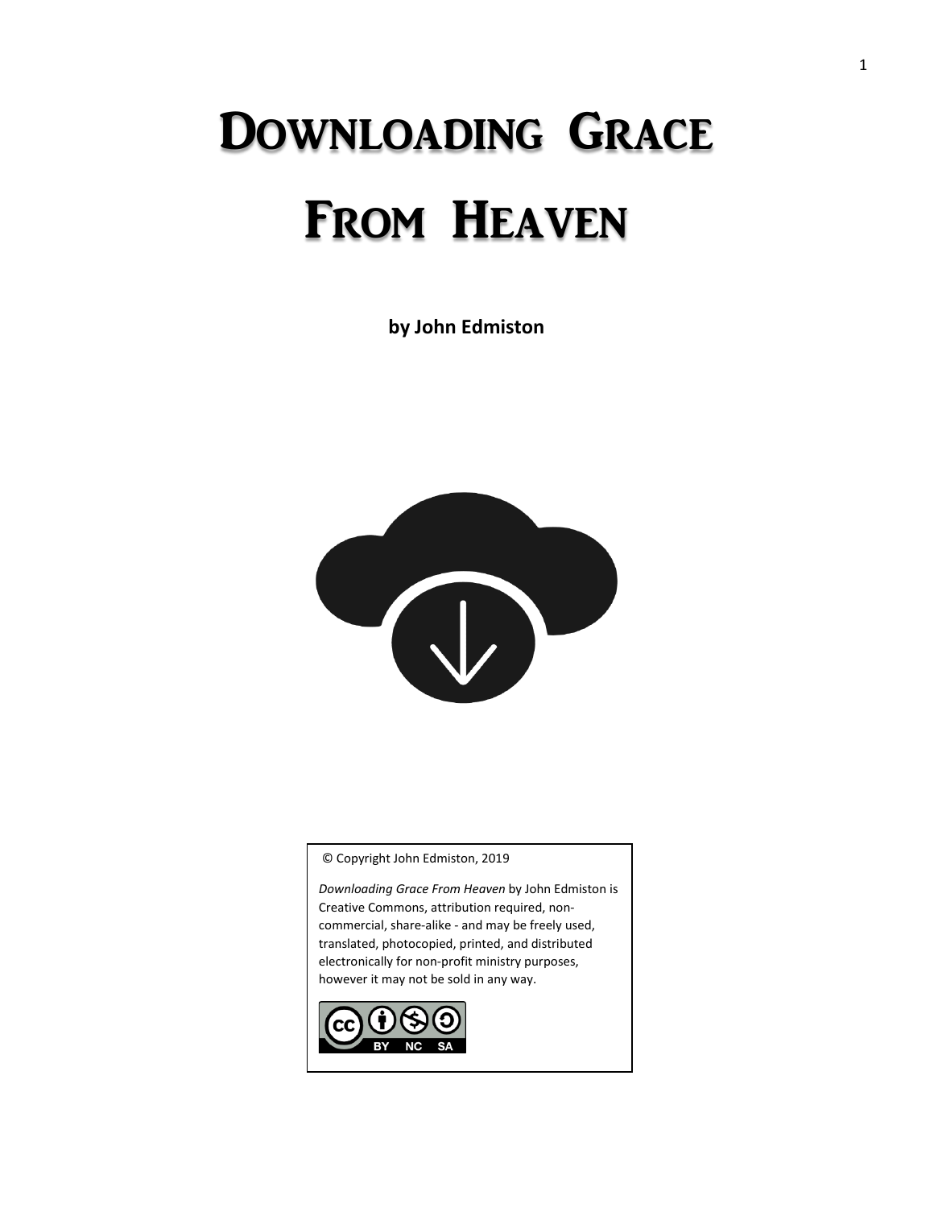# Downloading Grace From Heaven

**by John Edmiston**

© Copyright John Edmiston, 2019

*Downloading Grace From Heaven* by John Edmiston is Creative Commons, attribution required, non-commercial, share-alike - and may be freely used, translated, photocopied, printed, and distributed electronically for non-profit ministry purposes, however it may not be sold in any way.

BY NC SA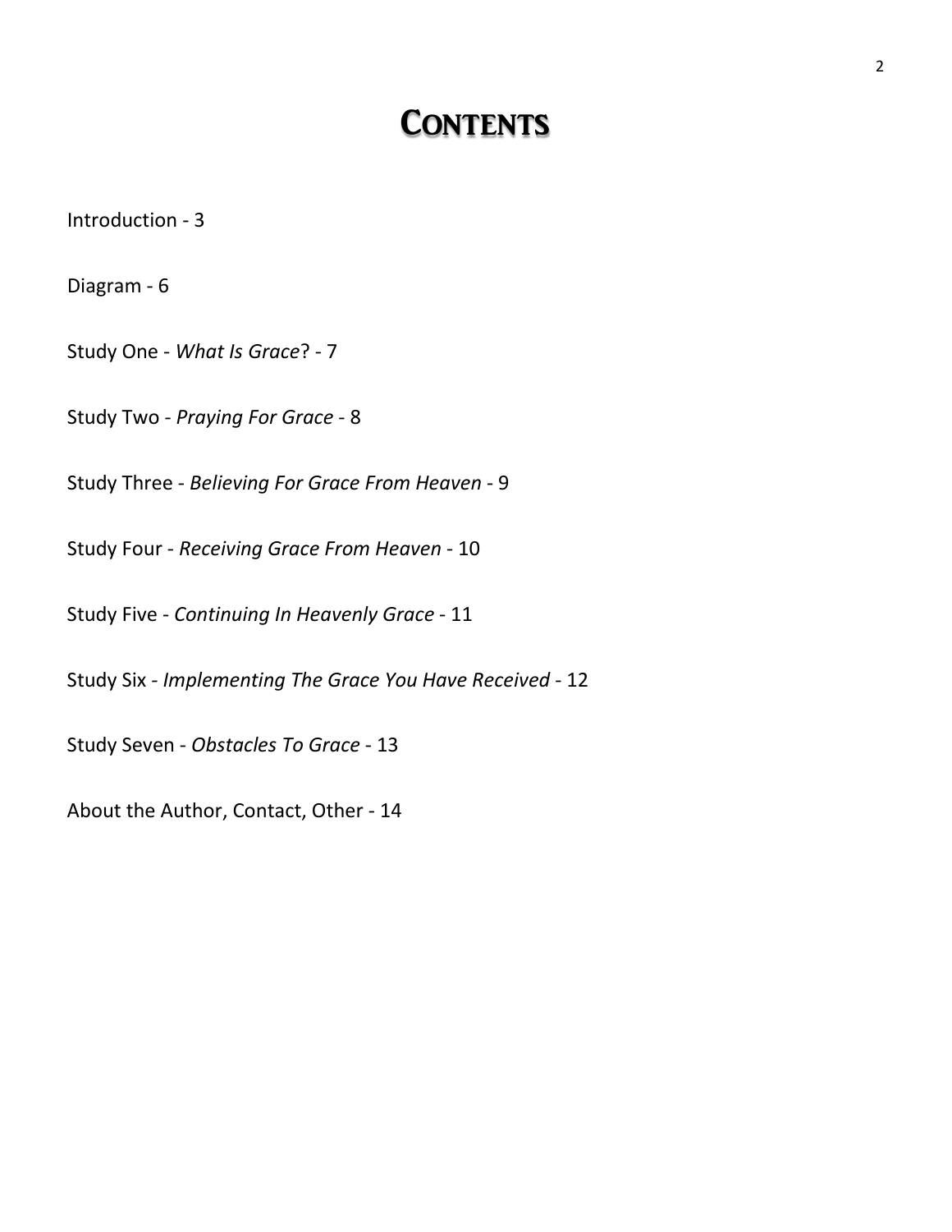# CONTENTS

Introduction - 3

Diagram - 6

Study One - *What Is Grace*? - 7

Study Two - *Praying For Grace* - 8

Study Three - *Believing For Grace From Heaven* - 9

Study Four - *Receiving Grace From Heaven* - 10

Study Five - *Continuing In Heavenly Grace* - 11

Study Six - *Implementing The Grace You Have Received* - 12

Study Seven - *Obstacles To Grace* - 13

About the Author, Contact, Other - 14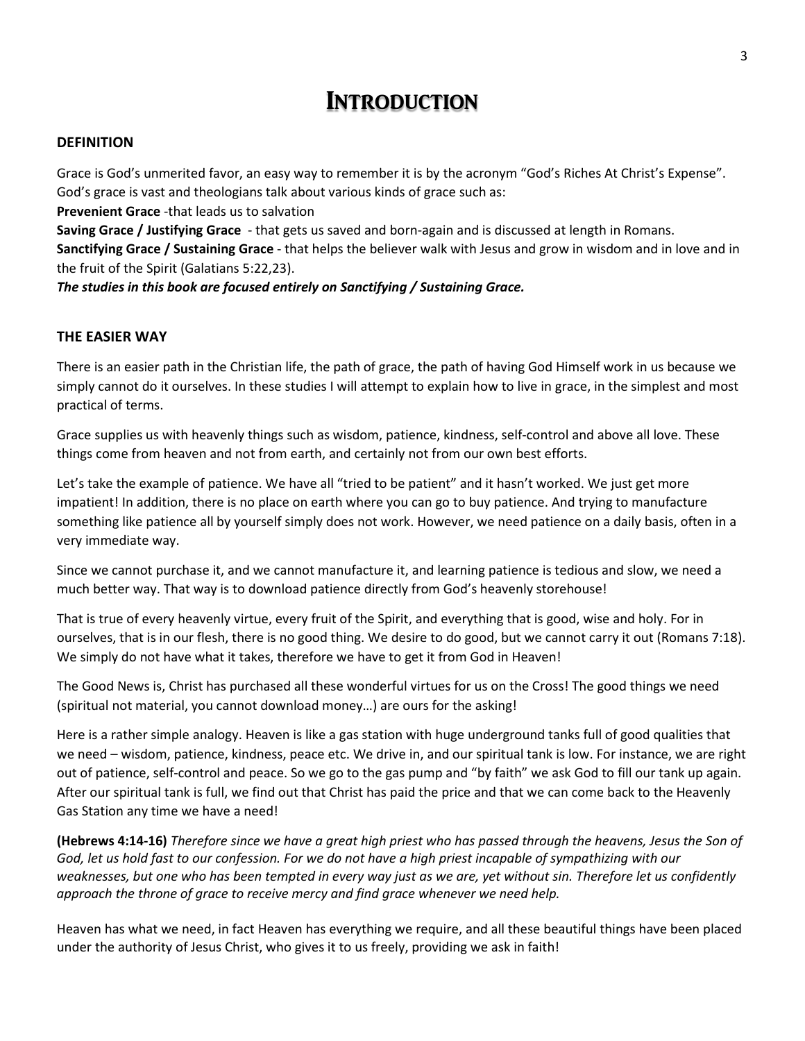# Introduction

## DEFINITION

Grace is God's unmerited favor, an easy way to remember it is by the acronym "God's Riches At Christ's Expense". God's grace is vast and theologians talk about various kinds of grace such as:

**Prevenient Grace** -that leads us to salvation

**Saving Grace / Justifying Grace** - that gets us saved and born-again and is discussed at length in Romans.

**Sanctifying Grace / Sustaining Grace** - that helps the believer walk with Jesus and grow in wisdom and in love and in the fruit of the Spirit (Galatians 5:22,23).

***The studies in this book are focused entirely on Sanctifying / Sustaining Grace.***

## THE EASIER WAY

There is an easier path in the Christian life, the path of grace, the path of having God Himself work in us because we simply cannot do it ourselves. In these studies I will attempt to explain how to live in grace, in the simplest and most practical of terms.

Grace supplies us with heavenly things such as wisdom, patience, kindness, self-control and above all love. These things come from heaven and not from earth, and certainly not from our own best efforts.

Let's take the example of patience. We have all "tried to be patient" and it hasn't worked. We just get more impatient! In addition, there is no place on earth where you can go to buy patience. And trying to manufacture something like patience all by yourself simply does not work. However, we need patience on a daily basis, often in a very immediate way.

Since we cannot purchase it, and we cannot manufacture it, and learning patience is tedious and slow, we need a much better way. That way is to download patience directly from God's heavenly storehouse!

That is true of every heavenly virtue, every fruit of the Spirit, and everything that is good, wise and holy. For in ourselves, that is in our flesh, there is no good thing. We desire to do good, but we cannot carry it out (Romans 7:18). We simply do not have what it takes, therefore we have to get it from God in Heaven!

The Good News is, Christ has purchased all these wonderful virtues for us on the Cross! The good things we need (spiritual not material, you cannot download money…) are ours for the asking!

Here is a rather simple analogy. Heaven is like a gas station with huge underground tanks full of good qualities that we need – wisdom, patience, kindness, peace etc. We drive in, and our spiritual tank is low. For instance, we are right out of patience, self-control and peace. So we go to the gas pump and "by faith" we ask God to fill our tank up again. After our spiritual tank is full, we find out that Christ has paid the price and that we can come back to the Heavenly Gas Station any time we have a need!

**(Hebrews 4:14-16)** *Therefore since we have a great high priest who has passed through the heavens, Jesus the Son of God, let us hold fast to our confession. For we do not have a high priest incapable of sympathizing with our weaknesses, but one who has been tempted in every way just as we are, yet without sin. Therefore let us confidently approach the throne of grace to receive mercy and find grace whenever we need help.*

Heaven has what we need, in fact Heaven has everything we require, and all these beautiful things have been placed under the authority of Jesus Christ, who gives it to us freely, providing we ask in faith!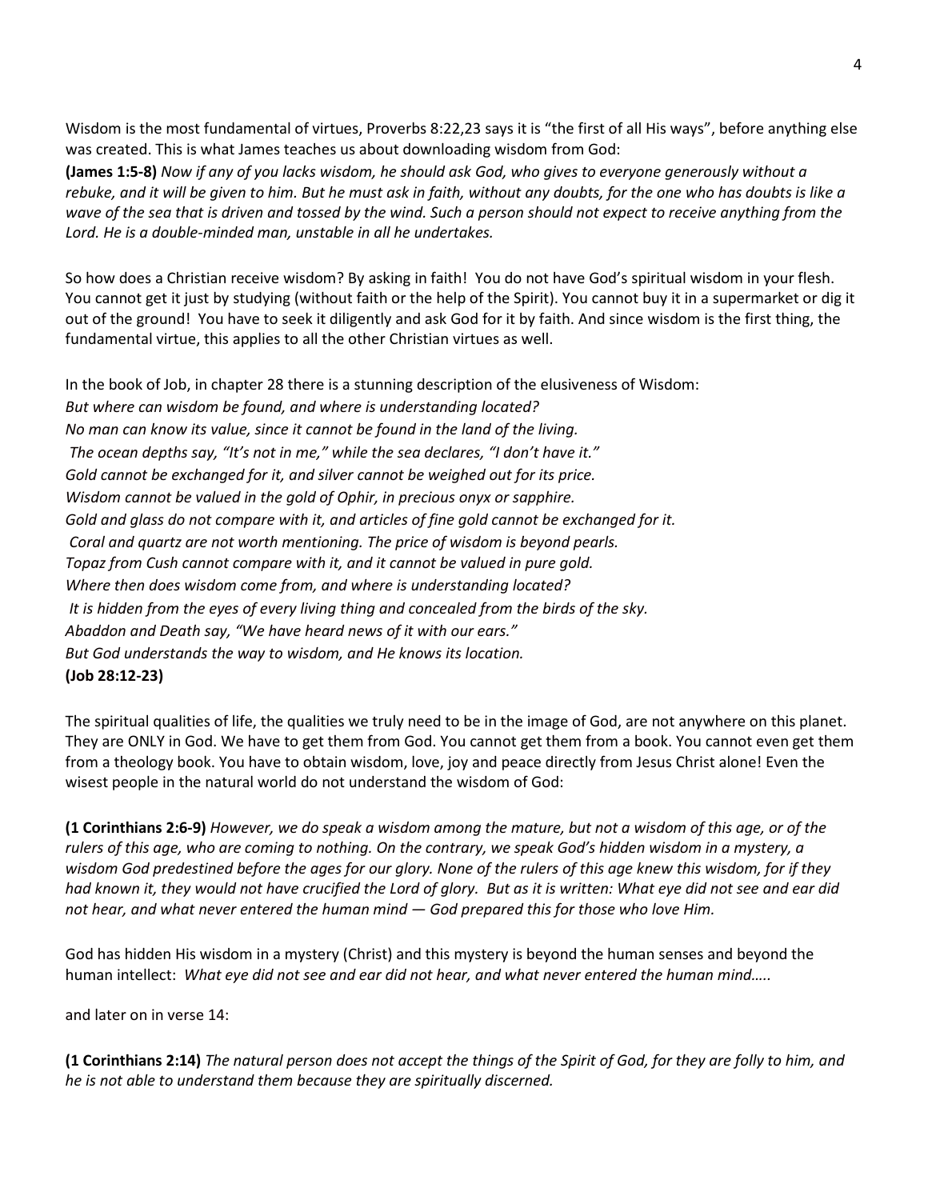Wisdom is the most fundamental of virtues, Proverbs 8:22,23 says it is "the first of all His ways", before anything else was created. This is what James teaches us about downloading wisdom from God:

**(James 1:5-8)** *Now if any of you lacks wisdom, he should ask God, who gives to everyone generously without a rebuke, and it will be given to him. But he must ask in faith, without any doubts, for the one who has doubts is like a wave of the sea that is driven and tossed by the wind. Such a person should not expect to receive anything from the Lord. He is a double-minded man, unstable in all he undertakes.*

So how does a Christian receive wisdom? By asking in faith! You do not have God's spiritual wisdom in your flesh. You cannot get it just by studying (without faith or the help of the Spirit). You cannot buy it in a supermarket or dig it out of the ground! You have to seek it diligently and ask God for it by faith. And since wisdom is the first thing, the fundamental virtue, this applies to all the other Christian virtues as well.

In the book of Job, in chapter 28 there is a stunning description of the elusiveness of Wisdom:

*But where can wisdom be found, and where is understanding located?*
*No man can know its value, since it cannot be found in the land of the living.*
*The ocean depths say, "It's not in me," while the sea declares, "I don't have it."*
*Gold cannot be exchanged for it, and silver cannot be weighed out for its price.*
*Wisdom cannot be valued in the gold of Ophir, in precious onyx or sapphire.*
*Gold and glass do not compare with it, and articles of fine gold cannot be exchanged for it.*
*Coral and quartz are not worth mentioning. The price of wisdom is beyond pearls.*
*Topaz from Cush cannot compare with it, and it cannot be valued in pure gold.*
*Where then does wisdom come from, and where is understanding located?*
*It is hidden from the eyes of every living thing and concealed from the birds of the sky.*
*Abaddon and Death say, "We have heard news of it with our ears."*
*But God understands the way to wisdom, and He knows its location.*
**(Job 28:12-23)**

The spiritual qualities of life, the qualities we truly need to be in the image of God, are not anywhere on this planet. They are ONLY in God. We have to get them from God. You cannot get them from a book. You cannot even get them from a theology book. You have to obtain wisdom, love, joy and peace directly from Jesus Christ alone! Even the wisest people in the natural world do not understand the wisdom of God:

**(1 Corinthians 2:6-9)** *However, we do speak a wisdom among the mature, but not a wisdom of this age, or of the rulers of this age, who are coming to nothing. On the contrary, we speak God's hidden wisdom in a mystery, a wisdom God predestined before the ages for our glory. None of the rulers of this age knew this wisdom, for if they had known it, they would not have crucified the Lord of glory. But as it is written: What eye did not see and ear did not hear, and what never entered the human mind — God prepared this for those who love Him.*

God has hidden His wisdom in a mystery (Christ) and this mystery is beyond the human senses and beyond the human intellect: *What eye did not see and ear did not hear, and what never entered the human mind…..*

and later on in verse 14:

**(1 Corinthians 2:14)** *The natural person does not accept the things of the Spirit of God, for they are folly to him, and he is not able to understand them because they are spiritually discerned.*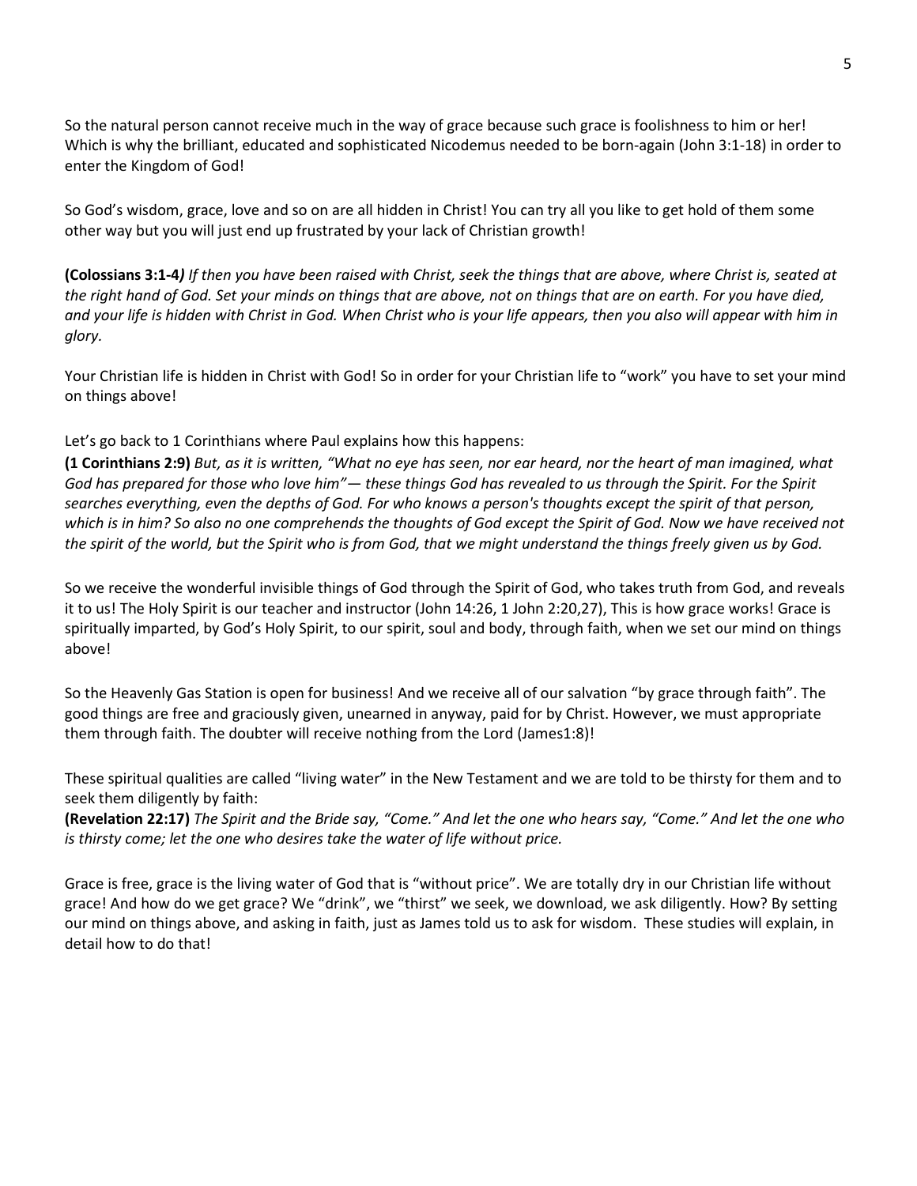So the natural person cannot receive much in the way of grace because such grace is foolishness to him or her! Which is why the brilliant, educated and sophisticated Nicodemus needed to be born-again (John 3:1-18) in order to enter the Kingdom of God!

So God's wisdom, grace, love and so on are all hidden in Christ! You can try all you like to get hold of them some other way but you will just end up frustrated by your lack of Christian growth!

**(Colossians 3:1-4***)* *If then you have been raised with Christ, seek the things that are above, where Christ is, seated at the right hand of God. Set your minds on things that are above, not on things that are on earth. For you have died, and your life is hidden with Christ in God. When Christ who is your life appears, then you also will appear with him in glory.*

Your Christian life is hidden in Christ with God! So in order for your Christian life to "work" you have to set your mind on things above!

Let's go back to 1 Corinthians where Paul explains how this happens:
**(1 Corinthians 2:9)** *But, as it is written, "What no eye has seen, nor ear heard, nor the heart of man imagined, what God has prepared for those who love him"— these things God has revealed to us through the Spirit. For the Spirit searches everything, even the depths of God. For who knows a person's thoughts except the spirit of that person, which is in him? So also no one comprehends the thoughts of God except the Spirit of God. Now we have received not the spirit of the world, but the Spirit who is from God, that we might understand the things freely given us by God.*

So we receive the wonderful invisible things of God through the Spirit of God, who takes truth from God, and reveals it to us! The Holy Spirit is our teacher and instructor (John 14:26, 1 John 2:20,27), This is how grace works! Grace is spiritually imparted, by God's Holy Spirit, to our spirit, soul and body, through faith, when we set our mind on things above!

So the Heavenly Gas Station is open for business! And we receive all of our salvation "by grace through faith". The good things are free and graciously given, unearned in anyway, paid for by Christ. However, we must appropriate them through faith. The doubter will receive nothing from the Lord (James1:8)!

These spiritual qualities are called "living water" in the New Testament and we are told to be thirsty for them and to seek them diligently by faith:
**(Revelation 22:17)** *The Spirit and the Bride say, "Come." And let the one who hears say, "Come." And let the one who is thirsty come; let the one who desires take the water of life without price.*

Grace is free, grace is the living water of God that is "without price". We are totally dry in our Christian life without grace! And how do we get grace? We "drink", we "thirst" we seek, we download, we ask diligently. How? By setting our mind on things above, and asking in faith, just as James told us to ask for wisdom. These studies will explain, in detail how to do that!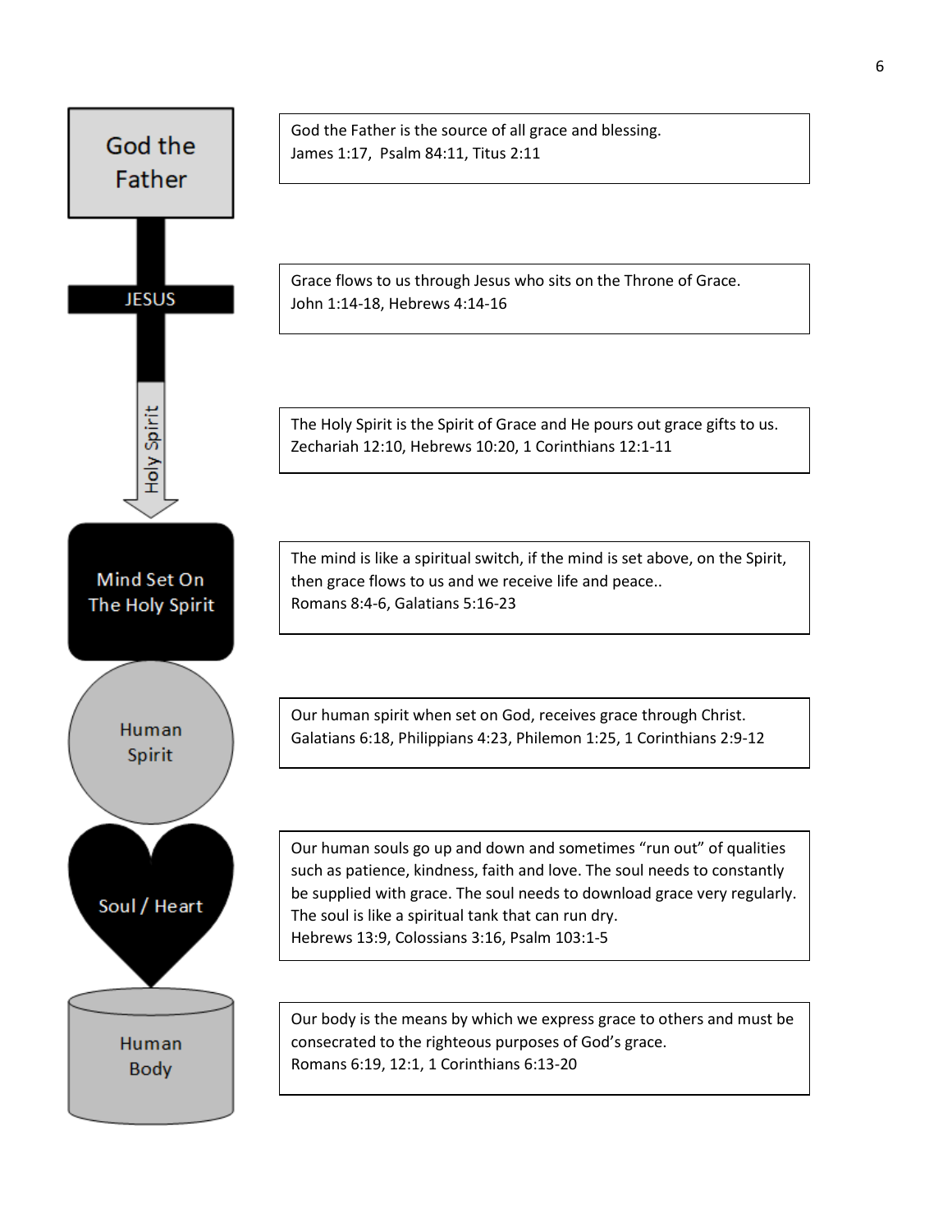God the Father

JESUS

Holy Spirit

Mind Set On The Holy Spirit

Human Spirit

Soul / Heart

Human Body

God the Father is the source of all grace and blessing.
James 1:17, Psalm 84:11, Titus 2:11

Grace flows to us through Jesus who sits on the Throne of Grace.
John 1:14-18, Hebrews 4:14-16

The Holy Spirit is the Spirit of Grace and He pours out grace gifts to us.
Zechariah 12:10, Hebrews 10:20, 1 Corinthians 12:1-11

The mind is like a spiritual switch, if the mind is set above, on the Spirit, then grace flows to us and we receive life and peace..
Romans 8:4-6, Galatians 5:16-23

Our human spirit when set on God, receives grace through Christ.
Galatians 6:18, Philippians 4:23, Philemon 1:25, 1 Corinthians 2:9-12

Our human souls go up and down and sometimes "run out" of qualities such as patience, kindness, faith and love. The soul needs to constantly be supplied with grace. The soul needs to download grace very regularly. The soul is like a spiritual tank that can run dry.
Hebrews 13:9, Colossians 3:16, Psalm 103:1-5

Our body is the means by which we express grace to others and must be consecrated to the righteous purposes of God's grace.
Romans 6:19, 12:1, 1 Corinthians 6:13-20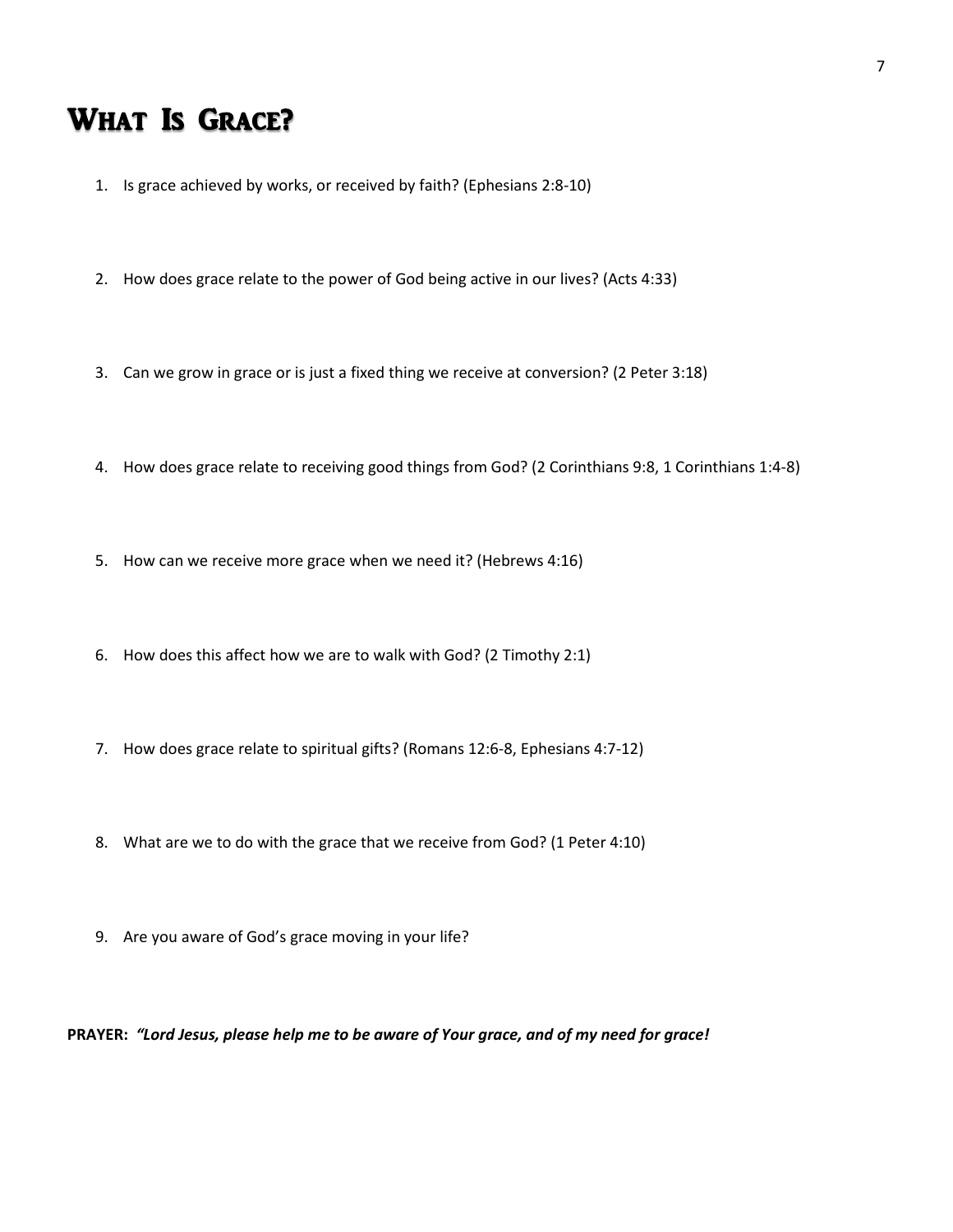# What Is Grace?

1. Is grace achieved by works, or received by faith? (Ephesians 2:8-10)

2. How does grace relate to the power of God being active in our lives? (Acts 4:33)

3. Can we grow in grace or is just a fixed thing we receive at conversion? (2 Peter 3:18)

4. How does grace relate to receiving good things from God? (2 Corinthians 9:8, 1 Corinthians 1:4-8)

5. How can we receive more grace when we need it? (Hebrews 4:16)

6. How does this affect how we are to walk with God? (2 Timothy 2:1)

7. How does grace relate to spiritual gifts? (Romans 12:6-8, Ephesians 4:7-12)

8. What are we to do with the grace that we receive from God? (1 Peter 4:10)

9. Are you aware of God's grace moving in your life?

**PRAYER:** ***"Lord Jesus, please help me to be aware of Your grace, and of my need for grace!***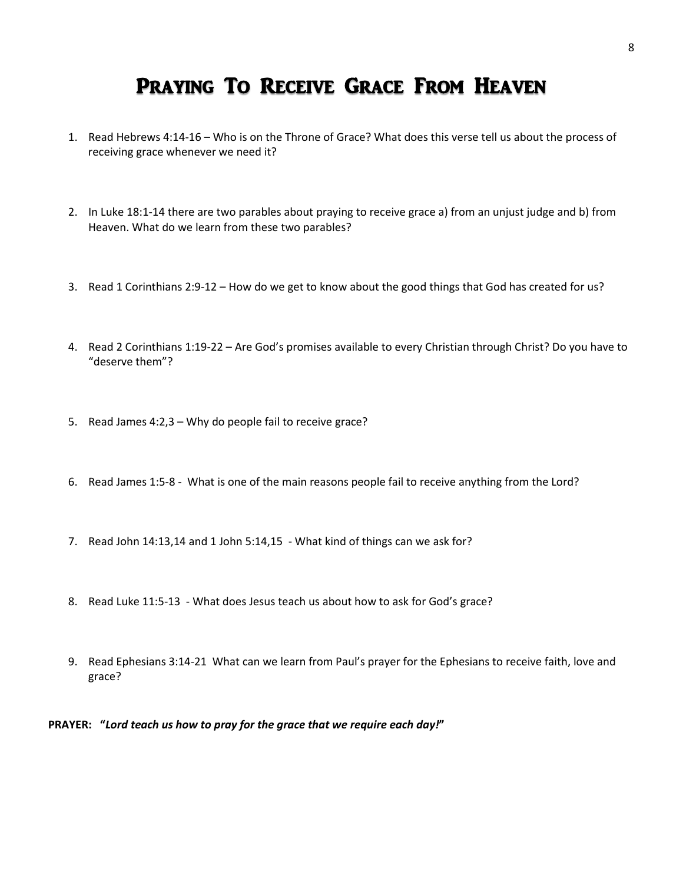# Praying To Receive Grace From Heaven

1. Read Hebrews 4:14-16 – Who is on the Throne of Grace? What does this verse tell us about the process of receiving grace whenever we need it?

2. In Luke 18:1-14 there are two parables about praying to receive grace a) from an unjust judge and b) from Heaven. What do we learn from these two parables?

3. Read 1 Corinthians 2:9-12 – How do we get to know about the good things that God has created for us?

4. Read 2 Corinthians 1:19-22 – Are God's promises available to every Christian through Christ? Do you have to "deserve them"?

5. Read James 4:2,3 – Why do people fail to receive grace?

6. Read James 1:5-8 - What is one of the main reasons people fail to receive anything from the Lord?

7. Read John 14:13,14 and 1 John 5:14,15 - What kind of things can we ask for?

8. Read Luke 11:5-13 - What does Jesus teach us about how to ask for God's grace?

9. Read Ephesians 3:14-21 What can we learn from Paul's prayer for the Ephesians to receive faith, love and grace?

**PRAYER: "*Lord teach us how to pray for the grace that we require each day!*"**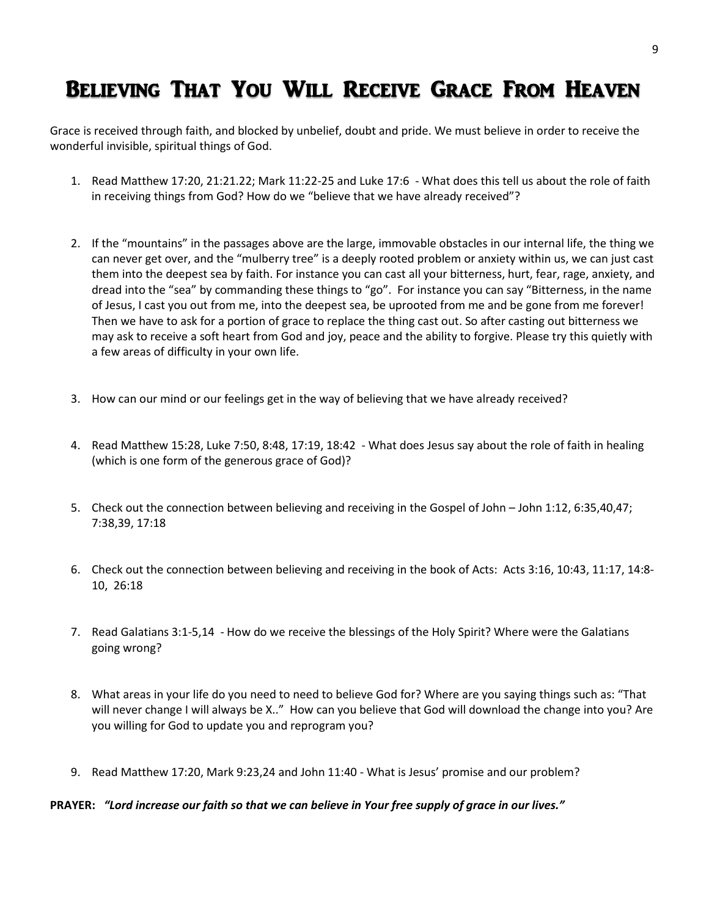# Believing That You Will Receive Grace From Heaven

Grace is received through faith, and blocked by unbelief, doubt and pride. We must believe in order to receive the wonderful invisible, spiritual things of God.

1. Read Matthew 17:20, 21:21.22; Mark 11:22-25 and Luke 17:6 - What does this tell us about the role of faith in receiving things from God? How do we "believe that we have already received"?

2. If the "mountains" in the passages above are the large, immovable obstacles in our internal life, the thing we can never get over, and the "mulberry tree" is a deeply rooted problem or anxiety within us, we can just cast them into the deepest sea by faith. For instance you can cast all your bitterness, hurt, fear, rage, anxiety, and dread into the "sea" by commanding these things to "go". For instance you can say "Bitterness, in the name of Jesus, I cast you out from me, into the deepest sea, be uprooted from me and be gone from me forever! Then we have to ask for a portion of grace to replace the thing cast out. So after casting out bitterness we may ask to receive a soft heart from God and joy, peace and the ability to forgive. Please try this quietly with a few areas of difficulty in your own life.

3. How can our mind or our feelings get in the way of believing that we have already received?

4. Read Matthew 15:28, Luke 7:50, 8:48, 17:19, 18:42 - What does Jesus say about the role of faith in healing (which is one form of the generous grace of God)?

5. Check out the connection between believing and receiving in the Gospel of John – John 1:12, 6:35,40,47; 7:38,39, 17:18

6. Check out the connection between believing and receiving in the book of Acts: Acts 3:16, 10:43, 11:17, 14:8-10, 26:18

7. Read Galatians 3:1-5,14 - How do we receive the blessings of the Holy Spirit? Where were the Galatians going wrong?

8. What areas in your life do you need to need to believe God for? Where are you saying things such as: "That will never change I will always be X.." How can you believe that God will download the change into you? Are you willing for God to update you and reprogram you?

9. Read Matthew 17:20, Mark 9:23,24 and John 11:40 - What is Jesus' promise and our problem?

**PRAYER:** ***"Lord increase our faith so that we can believe in Your free supply of grace in our lives."***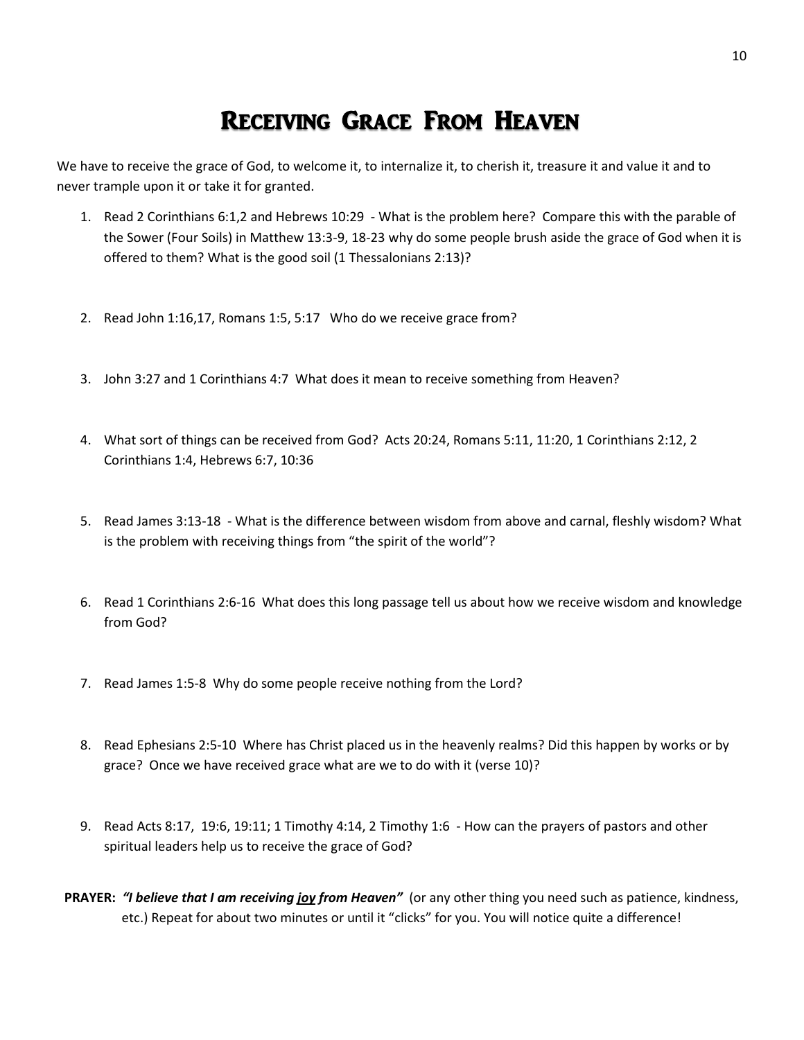# Receiving Grace From Heaven

We have to receive the grace of God, to welcome it, to internalize it, to cherish it, treasure it and value it and to never trample upon it or take it for granted.

1. Read 2 Corinthians 6:1,2 and Hebrews 10:29 - What is the problem here? Compare this with the parable of the Sower (Four Soils) in Matthew 13:3-9, 18-23 why do some people brush aside the grace of God when it is offered to them? What is the good soil (1 Thessalonians 2:13)?

2. Read John 1:16,17, Romans 1:5, 5:17 Who do we receive grace from?

3. John 3:27 and 1 Corinthians 4:7 What does it mean to receive something from Heaven?

4. What sort of things can be received from God? Acts 20:24, Romans 5:11, 11:20, 1 Corinthians 2:12, 2 Corinthians 1:4, Hebrews 6:7, 10:36

5. Read James 3:13-18 - What is the difference between wisdom from above and carnal, fleshly wisdom? What is the problem with receiving things from "the spirit of the world"?

6. Read 1 Corinthians 2:6-16 What does this long passage tell us about how we receive wisdom and knowledge from God?

7. Read James 1:5-8 Why do some people receive nothing from the Lord?

8. Read Ephesians 2:5-10 Where has Christ placed us in the heavenly realms? Did this happen by works or by grace? Once we have received grace what are we to do with it (verse 10)?

9. Read Acts 8:17, 19:6, 19:11; 1 Timothy 4:14, 2 Timothy 1:6 - How can the prayers of pastors and other spiritual leaders help us to receive the grace of God?

**PRAYER:** ***"I believe that I am receiving <u>joy</u> from Heaven"*** (or any other thing you need such as patience, kindness, etc.) Repeat for about two minutes or until it "clicks" for you. You will notice quite a difference!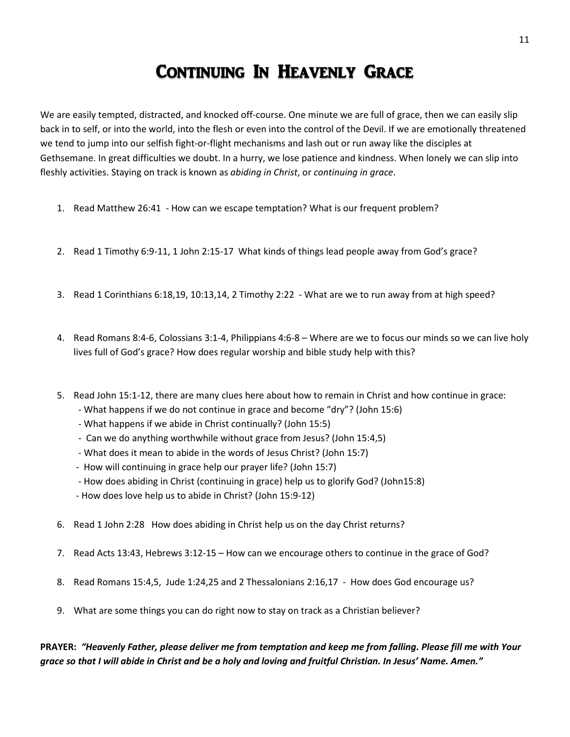# Continuing In Heavenly Grace

We are easily tempted, distracted, and knocked off-course. One minute we are full of grace, then we can easily slip back in to self, or into the world, into the flesh or even into the control of the Devil. If we are emotionally threatened we tend to jump into our selfish fight-or-flight mechanisms and lash out or run away like the disciples at Gethsemane. In great difficulties we doubt. In a hurry, we lose patience and kindness. When lonely we can slip into fleshly activities. Staying on track is known as *abiding in Christ*, or *continuing in grace*.

1. Read Matthew 26:41 - How can we escape temptation? What is our frequent problem?

2. Read 1 Timothy 6:9-11, 1 John 2:15-17 What kinds of things lead people away from God's grace?

3. Read 1 Corinthians 6:18,19, 10:13,14, 2 Timothy 2:22 - What are we to run away from at high speed?

4. Read Romans 8:4-6, Colossians 3:1-4, Philippians 4:6-8 – Where are we to focus our minds so we can live holy lives full of God's grace? How does regular worship and bible study help with this?

5. Read John 15:1-12, there are many clues here about how to remain in Christ and how continue in grace:
   - What happens if we do not continue in grace and become "dry"? (John 15:6)
   - What happens if we abide in Christ continually? (John 15:5)
   - Can we do anything worthwhile without grace from Jesus? (John 15:4,5)
   - What does it mean to abide in the words of Jesus Christ? (John 15:7)
   - How will continuing in grace help our prayer life? (John 15:7)
   - How does abiding in Christ (continuing in grace) help us to glorify God? (John15:8)
   - How does love help us to abide in Christ? (John 15:9-12)

6. Read 1 John 2:28 How does abiding in Christ help us on the day Christ returns?

7. Read Acts 13:43, Hebrews 3:12-15 – How can we encourage others to continue in the grace of God?

8. Read Romans 15:4,5, Jude 1:24,25 and 2 Thessalonians 2:16,17 - How does God encourage us?

9. What are some things you can do right now to stay on track as a Christian believer?

**PRAYER:** ***"Heavenly Father, please deliver me from temptation and keep me from falling. Please fill me with Your grace so that I will abide in Christ and be a holy and loving and fruitful Christian. In Jesus' Name. Amen."***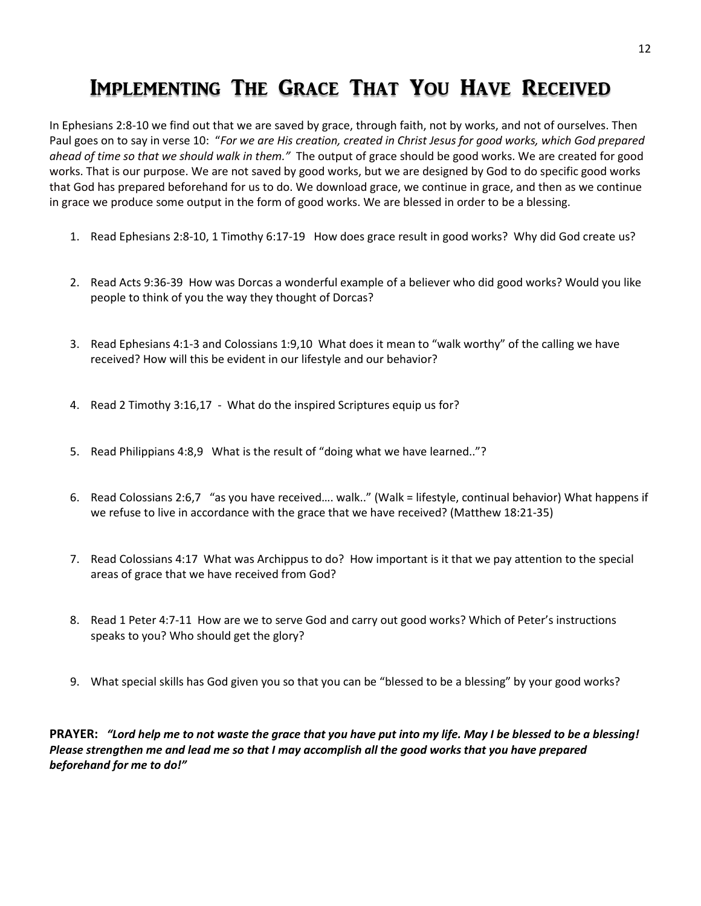# Implementing The Grace That You Have Received

In Ephesians 2:8-10 we find out that we are saved by grace, through faith, not by works, and not of ourselves. Then Paul goes on to say in verse 10: "*For we are His creation, created in Christ Jesus for good works, which God prepared ahead of time so that we should walk in them.*" The output of grace should be good works. We are created for good works. That is our purpose. We are not saved by good works, but we are designed by God to do specific good works that God has prepared beforehand for us to do. We download grace, we continue in grace, and then as we continue in grace we produce some output in the form of good works. We are blessed in order to be a blessing.

1. Read Ephesians 2:8-10, 1 Timothy 6:17-19 How does grace result in good works? Why did God create us?

2. Read Acts 9:36-39 How was Dorcas a wonderful example of a believer who did good works? Would you like people to think of you the way they thought of Dorcas?

3. Read Ephesians 4:1-3 and Colossians 1:9,10 What does it mean to "walk worthy" of the calling we have received? How will this be evident in our lifestyle and our behavior?

4. Read 2 Timothy 3:16,17 - What do the inspired Scriptures equip us for?

5. Read Philippians 4:8,9 What is the result of "doing what we have learned.."?

6. Read Colossians 2:6,7 "as you have received…. walk.." (Walk = lifestyle, continual behavior) What happens if we refuse to live in accordance with the grace that we have received? (Matthew 18:21-35)

7. Read Colossians 4:17 What was Archippus to do? How important is it that we pay attention to the special areas of grace that we have received from God?

8. Read 1 Peter 4:7-11 How are we to serve God and carry out good works? Which of Peter's instructions speaks to you? Who should get the glory?

9. What special skills has God given you so that you can be "blessed to be a blessing" by your good works?

**PRAYER:** ***"Lord help me to not waste the grace that you have put into my life. May I be blessed to be a blessing! Please strengthen me and lead me so that I may accomplish all the good works that you have prepared beforehand for me to do!"***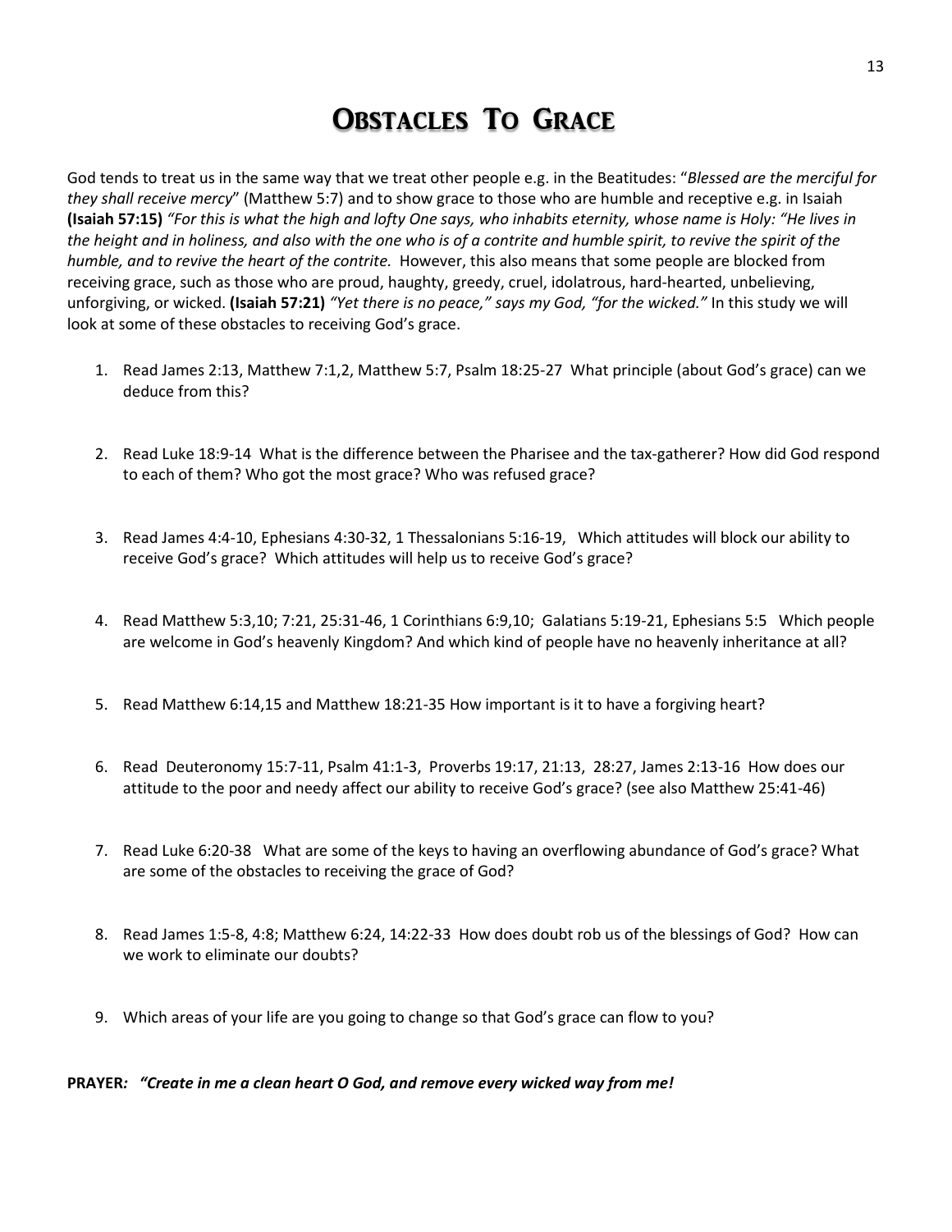# Obstacles To Grace

God tends to treat us in the same way that we treat other people e.g. in the Beatitudes: "*Blessed are the merciful for they shall receive mercy*" (Matthew 5:7) and to show grace to those who are humble and receptive e.g. in Isaiah **(Isaiah 57:15)** *"For this is what the high and lofty One says, who inhabits eternity, whose name is Holy: "He lives in the height and in holiness, and also with the one who is of a contrite and humble spirit, to revive the spirit of the humble, and to revive the heart of the contrite.* However, this also means that some people are blocked from receiving grace, such as those who are proud, haughty, greedy, cruel, idolatrous, hard-hearted, unbelieving, unforgiving, or wicked. **(Isaiah 57:21)** *"Yet there is no peace," says my God, "for the wicked."* In this study we will look at some of these obstacles to receiving God's grace.

1. Read James 2:13, Matthew 7:1,2, Matthew 5:7, Psalm 18:25-27 What principle (about God's grace) can we deduce from this?

2. Read Luke 18:9-14 What is the difference between the Pharisee and the tax-gatherer? How did God respond to each of them? Who got the most grace? Who was refused grace?

3. Read James 4:4-10, Ephesians 4:30-32, 1 Thessalonians 5:16-19, Which attitudes will block our ability to receive God's grace? Which attitudes will help us to receive God's grace?

4. Read Matthew 5:3,10; 7:21, 25:31-46, 1 Corinthians 6:9,10; Galatians 5:19-21, Ephesians 5:5 Which people are welcome in God's heavenly Kingdom? And which kind of people have no heavenly inheritance at all?

5. Read Matthew 6:14,15 and Matthew 18:21-35 How important is it to have a forgiving heart?

6. Read Deuteronomy 15:7-11, Psalm 41:1-3, Proverbs 19:17, 21:13, 28:27, James 2:13-16 How does our attitude to the poor and needy affect our ability to receive God's grace? (see also Matthew 25:41-46)

7. Read Luke 6:20-38 What are some of the keys to having an overflowing abundance of God's grace? What are some of the obstacles to receiving the grace of God?

8. Read James 1:5-8, 4:8; Matthew 6:24, 14:22-33 How does doubt rob us of the blessings of God? How can we work to eliminate our doubts?

9. Which areas of your life are you going to change so that God's grace can flow to you?

**PRAYER*: "Create in me a clean heart O God, and remove every wicked way from me!***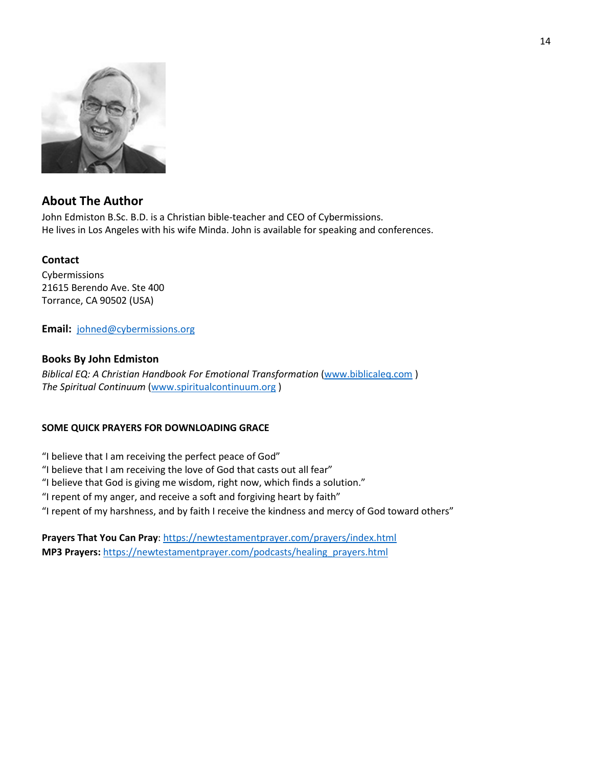## About The Author

John Edmiston B.Sc. B.D. is a Christian bible-teacher and CEO of Cybermissions.
He lives in Los Angeles with his wife Minda. John is available for speaking and conferences.

### Contact

Cybermissions
21615 Berendo Ave. Ste 400
Torrance, CA 90502 (USA)

**Email:** johned@cybermissions.org

### Books By John Edmiston

*Biblical EQ: A Christian Handbook For Emotional Transformation* (www.biblicaleq.com )
*The Spiritual Continuum* (www.spiritualcontinuum.org )

**SOME QUICK PRAYERS FOR DOWNLOADING GRACE**

"I believe that I am receiving the perfect peace of God"
"I believe that I am receiving the love of God that casts out all fear"
"I believe that God is giving me wisdom, right now, which finds a solution."
"I repent of my anger, and receive a soft and forgiving heart by faith"
"I repent of my harshness, and by faith I receive the kindness and mercy of God toward others"

**Prayers That You Can Pray**: https://newtestamentprayer.com/prayers/index.html
**MP3 Prayers:** https://newtestamentprayer.com/podcasts/healing_prayers.html